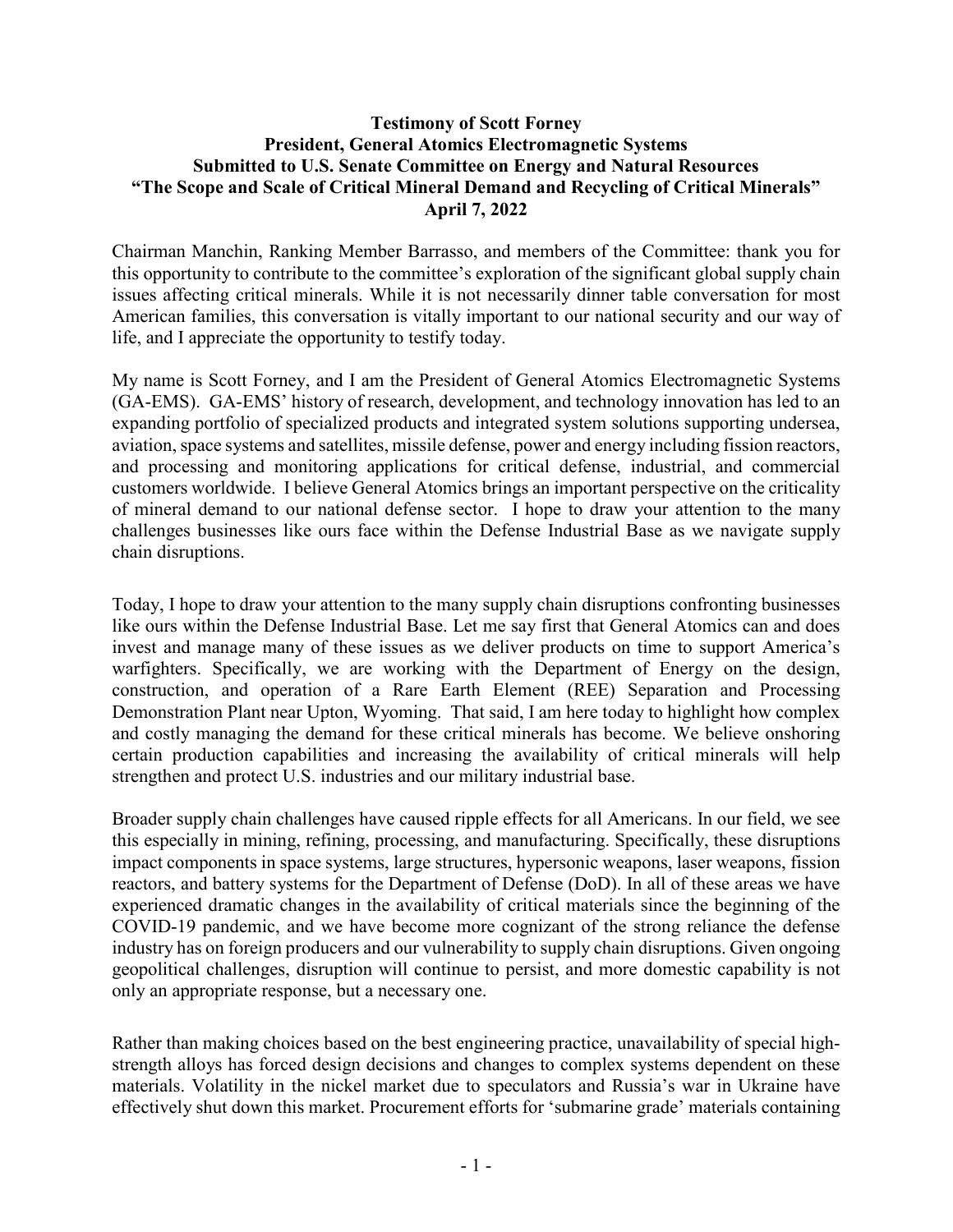**Testimony of Scott Forney**
**President, General Atomics Electromagnetic Systems**
**Submitted to U.S. Senate Committee on Energy and Natural Resources**
**"The Scope and Scale of Critical Mineral Demand and Recycling of Critical Minerals"**
**April 7, 2022**

Chairman Manchin, Ranking Member Barrasso, and members of the Committee: thank you for this opportunity to contribute to the committee's exploration of the significant global supply chain issues affecting critical minerals. While it is not necessarily dinner table conversation for most American families, this conversation is vitally important to our national security and our way of life, and I appreciate the opportunity to testify today.

My name is Scott Forney, and I am the President of General Atomics Electromagnetic Systems (GA-EMS). GA-EMS' history of research, development, and technology innovation has led to an expanding portfolio of specialized products and integrated system solutions supporting undersea, aviation, space systems and satellites, missile defense, power and energy including fission reactors, and processing and monitoring applications for critical defense, industrial, and commercial customers worldwide. I believe General Atomics brings an important perspective on the criticality of mineral demand to our national defense sector. I hope to draw your attention to the many challenges businesses like ours face within the Defense Industrial Base as we navigate supply chain disruptions.

Today, I hope to draw your attention to the many supply chain disruptions confronting businesses like ours within the Defense Industrial Base. Let me say first that General Atomics can and does invest and manage many of these issues as we deliver products on time to support America's warfighters. Specifically, we are working with the Department of Energy on the design, construction, and operation of a Rare Earth Element (REE) Separation and Processing Demonstration Plant near Upton, Wyoming. That said, I am here today to highlight how complex and costly managing the demand for these critical minerals has become. We believe onshoring certain production capabilities and increasing the availability of critical minerals will help strengthen and protect U.S. industries and our military industrial base.

Broader supply chain challenges have caused ripple effects for all Americans. In our field, we see this especially in mining, refining, processing, and manufacturing. Specifically, these disruptions impact components in space systems, large structures, hypersonic weapons, laser weapons, fission reactors, and battery systems for the Department of Defense (DoD). In all of these areas we have experienced dramatic changes in the availability of critical materials since the beginning of the COVID-19 pandemic, and we have become more cognizant of the strong reliance the defense industry has on foreign producers and our vulnerability to supply chain disruptions. Given ongoing geopolitical challenges, disruption will continue to persist, and more domestic capability is not only an appropriate response, but a necessary one.

Rather than making choices based on the best engineering practice, unavailability of special high-strength alloys has forced design decisions and changes to complex systems dependent on these materials. Volatility in the nickel market due to speculators and Russia's war in Ukraine have effectively shut down this market. Procurement efforts for 'submarine grade' materials containing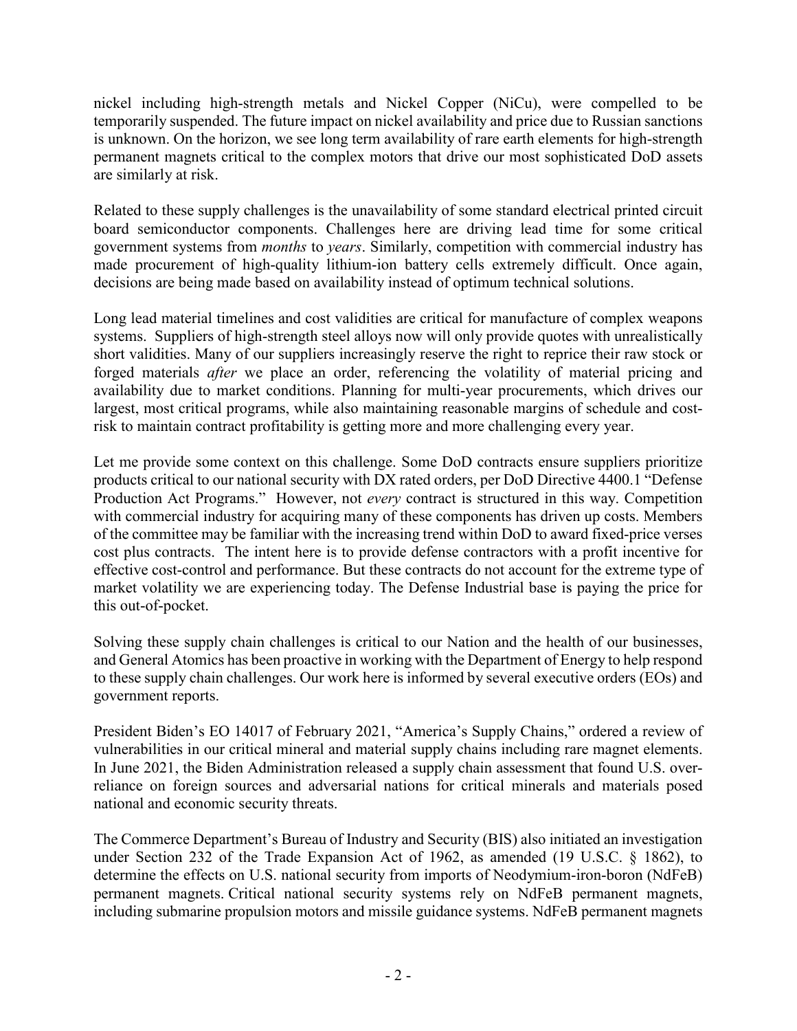nickel including high-strength metals and Nickel Copper (NiCu), were compelled to be temporarily suspended. The future impact on nickel availability and price due to Russian sanctions is unknown. On the horizon, we see long term availability of rare earth elements for high-strength permanent magnets critical to the complex motors that drive our most sophisticated DoD assets are similarly at risk.

Related to these supply challenges is the unavailability of some standard electrical printed circuit board semiconductor components. Challenges here are driving lead time for some critical government systems from *months* to *years*. Similarly, competition with commercial industry has made procurement of high-quality lithium-ion battery cells extremely difficult. Once again, decisions are being made based on availability instead of optimum technical solutions.

Long lead material timelines and cost validities are critical for manufacture of complex weapons systems. Suppliers of high-strength steel alloys now will only provide quotes with unrealistically short validities. Many of our suppliers increasingly reserve the right to reprice their raw stock or forged materials *after* we place an order, referencing the volatility of material pricing and availability due to market conditions. Planning for multi-year procurements, which drives our largest, most critical programs, while also maintaining reasonable margins of schedule and cost-risk to maintain contract profitability is getting more and more challenging every year.

Let me provide some context on this challenge. Some DoD contracts ensure suppliers prioritize products critical to our national security with DX rated orders, per DoD Directive 4400.1 "Defense Production Act Programs." However, not *every* contract is structured in this way. Competition with commercial industry for acquiring many of these components has driven up costs. Members of the committee may be familiar with the increasing trend within DoD to award fixed-price verses cost plus contracts. The intent here is to provide defense contractors with a profit incentive for effective cost-control and performance. But these contracts do not account for the extreme type of market volatility we are experiencing today. The Defense Industrial base is paying the price for this out-of-pocket.

Solving these supply chain challenges is critical to our Nation and the health of our businesses, and General Atomics has been proactive in working with the Department of Energy to help respond to these supply chain challenges. Our work here is informed by several executive orders (EOs) and government reports.

President Biden's EO 14017 of February 2021, "America's Supply Chains," ordered a review of vulnerabilities in our critical mineral and material supply chains including rare magnet elements. In June 2021, the Biden Administration released a supply chain assessment that found U.S. over-reliance on foreign sources and adversarial nations for critical minerals and materials posed national and economic security threats.

The Commerce Department's Bureau of Industry and Security (BIS) also initiated an investigation under Section 232 of the Trade Expansion Act of 1962, as amended (19 U.S.C. § 1862), to determine the effects on U.S. national security from imports of Neodymium-iron-boron (NdFeB) permanent magnets. Critical national security systems rely on NdFeB permanent magnets, including submarine propulsion motors and missile guidance systems. NdFeB permanent magnets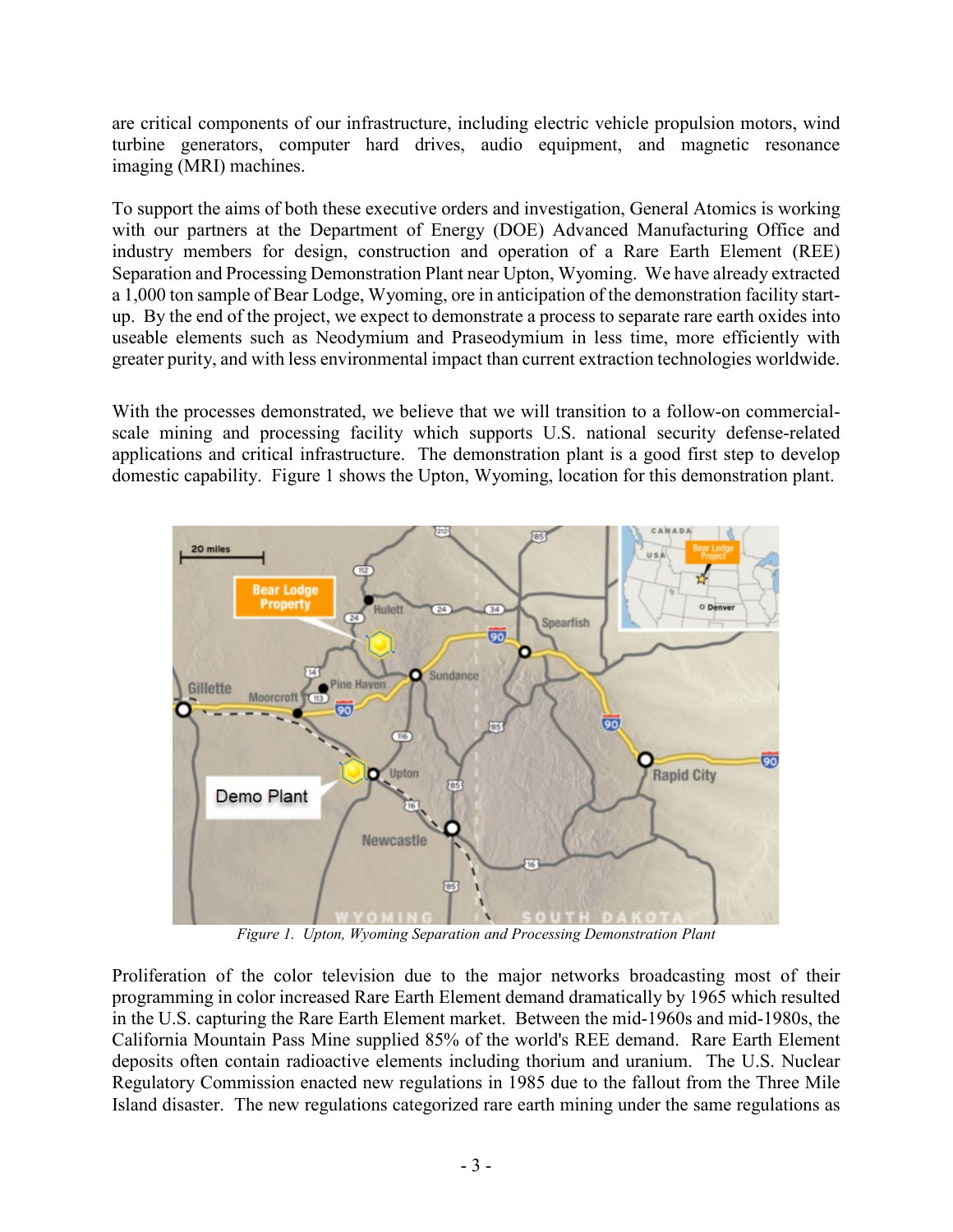are critical components of our infrastructure, including electric vehicle propulsion motors, wind turbine generators, computer hard drives, audio equipment, and magnetic resonance imaging (MRI) machines.

To support the aims of both these executive orders and investigation, General Atomics is working with our partners at the Department of Energy (DOE) Advanced Manufacturing Office and industry members for design, construction and operation of a Rare Earth Element (REE) Separation and Processing Demonstration Plant near Upton, Wyoming. We have already extracted a 1,000 ton sample of Bear Lodge, Wyoming, ore in anticipation of the demonstration facility start-up. By the end of the project, we expect to demonstrate a process to separate rare earth oxides into useable elements such as Neodymium and Praseodymium in less time, more efficiently with greater purity, and with less environmental impact than current extraction technologies worldwide.

With the processes demonstrated, we believe that we will transition to a follow-on commercial-scale mining and processing facility which supports U.S. national security defense-related applications and critical infrastructure. The demonstration plant is a good first step to develop domestic capability. Figure 1 shows the Upton, Wyoming, location for this demonstration plant.

*Figure 1. Upton, Wyoming Separation and Processing Demonstration Plant*

Proliferation of the color television due to the major networks broadcasting most of their programming in color increased Rare Earth Element demand dramatically by 1965 which resulted in the U.S. capturing the Rare Earth Element market. Between the mid-1960s and mid-1980s, the California Mountain Pass Mine supplied 85% of the world's REE demand. Rare Earth Element deposits often contain radioactive elements including thorium and uranium. The U.S. Nuclear Regulatory Commission enacted new regulations in 1985 due to the fallout from the Three Mile Island disaster. The new regulations categorized rare earth mining under the same regulations as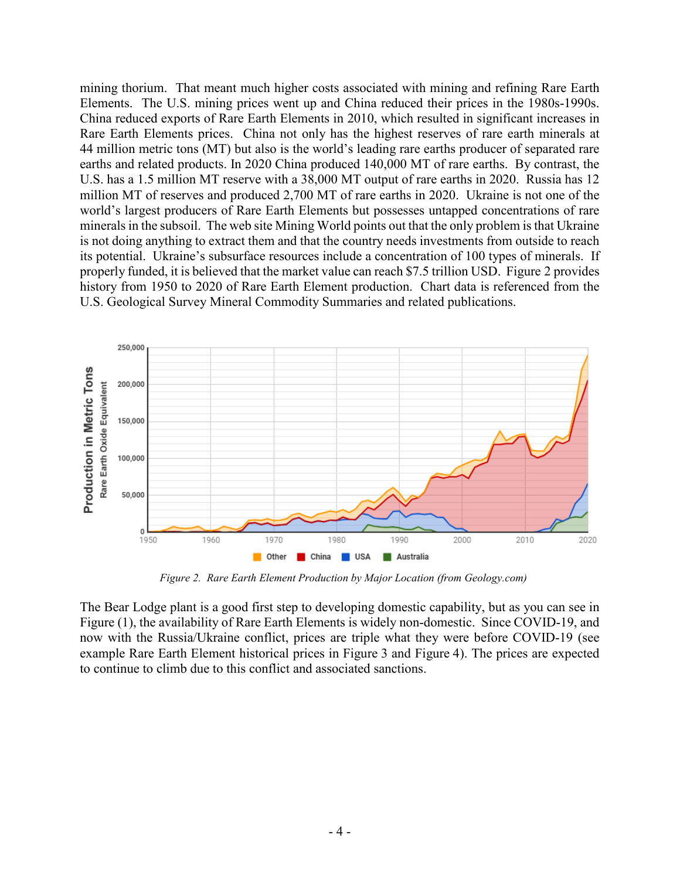mining thorium. That meant much higher costs associated with mining and refining Rare Earth Elements. The U.S. mining prices went up and China reduced their prices in the 1980s-1990s. China reduced exports of Rare Earth Elements in 2010, which resulted in significant increases in Rare Earth Elements prices. China not only has the highest reserves of rare earth minerals at 44 million metric tons (MT) but also is the world's leading rare earths producer of separated rare earths and related products. In 2020 China produced 140,000 MT of rare earths. By contrast, the U.S. has a 1.5 million MT reserve with a 38,000 MT output of rare earths in 2020. Russia has 12 million MT of reserves and produced 2,700 MT of rare earths in 2020. Ukraine is not one of the world's largest producers of Rare Earth Elements but possesses untapped concentrations of rare minerals in the subsoil. The web site Mining World points out that the only problem is that Ukraine is not doing anything to extract them and that the country needs investments from outside to reach its potential. Ukraine's subsurface resources include a concentration of 100 types of minerals. If properly funded, it is believed that the market value can reach $7.5 trillion USD. Figure 2 provides history from 1950 to 2020 of Rare Earth Element production. Chart data is referenced from the U.S. Geological Survey Mineral Commodity Summaries and related publications.

*Figure 2. Rare Earth Element Production by Major Location (from Geology.com)*

The Bear Lodge plant is a good first step to developing domestic capability, but as you can see in Figure (1), the availability of Rare Earth Elements is widely non-domestic. Since COVID-19, and now with the Russia/Ukraine conflict, prices are triple what they were before COVID-19 (see example Rare Earth Element historical prices in Figure 3 and Figure 4). The prices are expected to continue to climb due to this conflict and associated sanctions.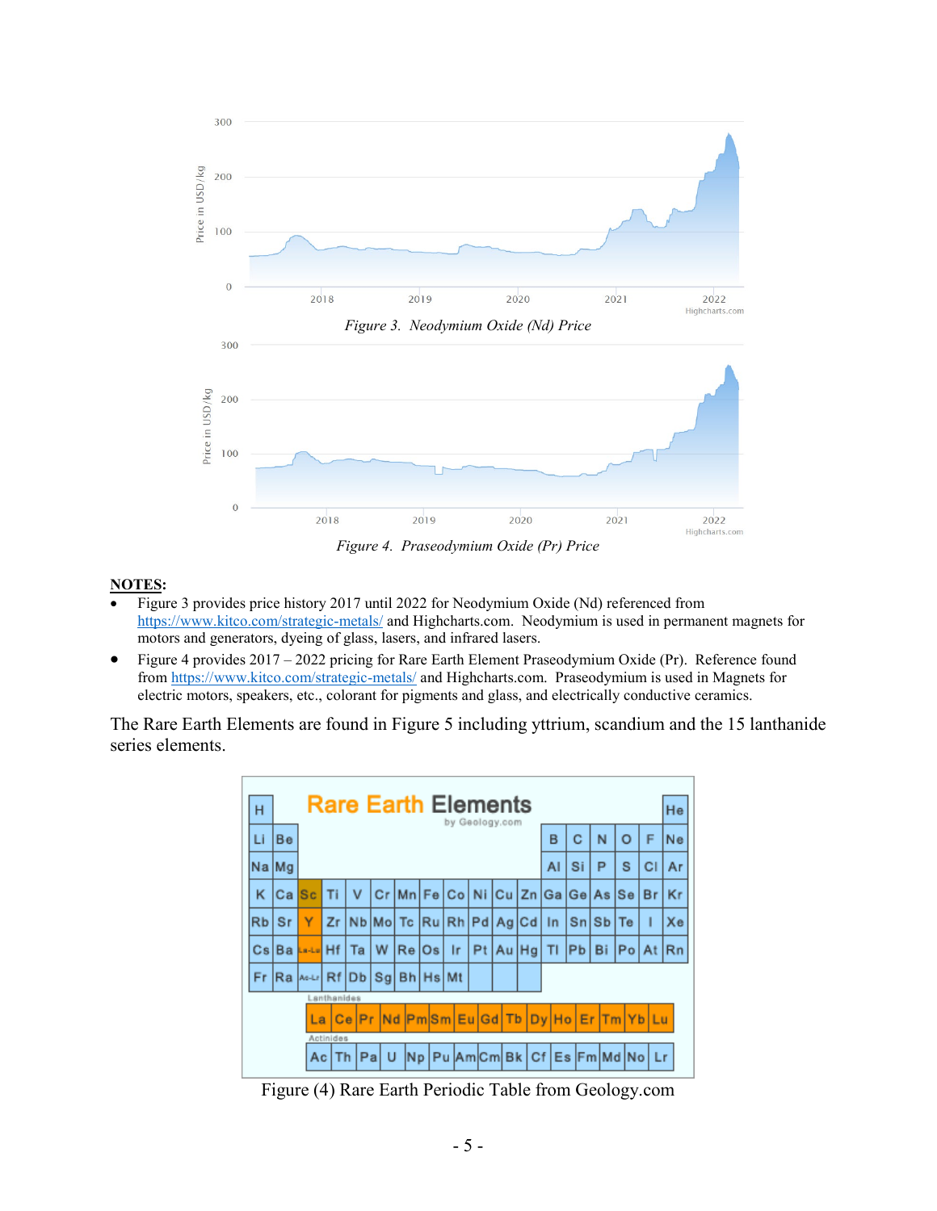*Figure 3. Neodymium Oxide (Nd) Price*

*Figure 4. Praseodymium Oxide (Pr) Price*

**NOTES**:

- Figure 3 provides price history 2017 until 2022 for Neodymium Oxide (Nd) referenced from https://www.kitco.com/strategic-metals/ and Highcharts.com. Neodymium is used in permanent magnets for motors and generators, dyeing of glass, lasers, and infrared lasers.
- Figure 4 provides 2017 – 2022 pricing for Rare Earth Element Praseodymium Oxide (Pr). Reference found from https://www.kitco.com/strategic-metals/ and Highcharts.com. Praseodymium is used in Magnets for electric motors, speakers, etc., colorant for pigments and glass, and electrically conductive ceramics.

The Rare Earth Elements are found in Figure 5 including yttrium, scandium and the 15 lanthanide series elements.

Figure (4) Rare Earth Periodic Table from Geology.com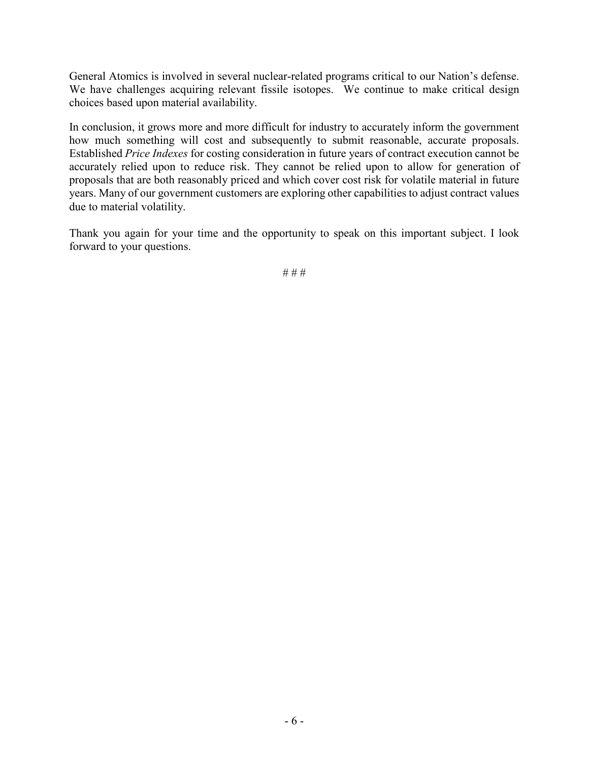General Atomics is involved in several nuclear-related programs critical to our Nation's defense. We have challenges acquiring relevant fissile isotopes. We continue to make critical design choices based upon material availability.

In conclusion, it grows more and more difficult for industry to accurately inform the government how much something will cost and subsequently to submit reasonable, accurate proposals. Established *Price Indexes* for costing consideration in future years of contract execution cannot be accurately relied upon to reduce risk. They cannot be relied upon to allow for generation of proposals that are both reasonably priced and which cover cost risk for volatile material in future years. Many of our government customers are exploring other capabilities to adjust contract values due to material volatility.

Thank you again for your time and the opportunity to speak on this important subject. I look forward to your questions.

# # #